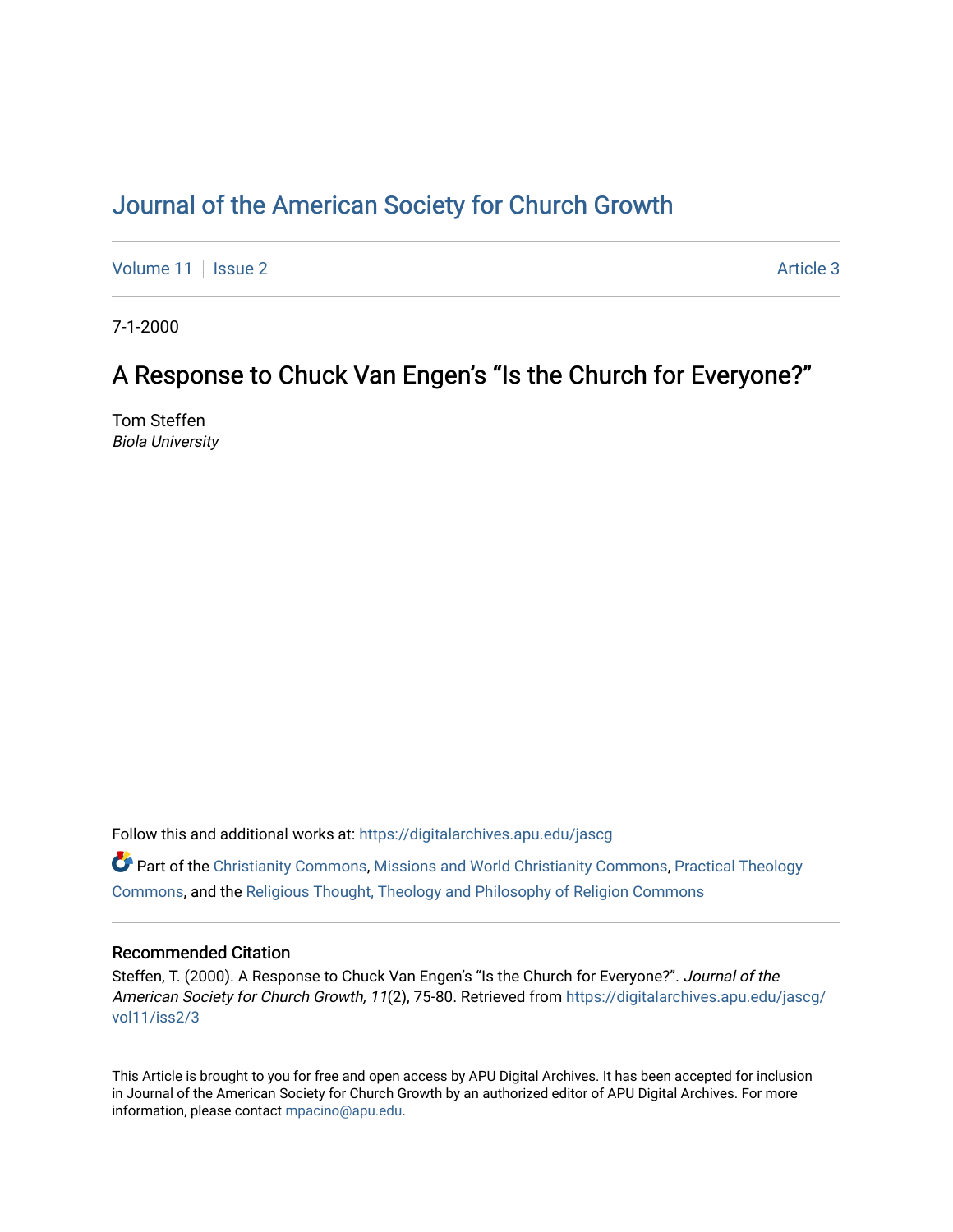# Journal of the American Society for Church Growth

Volume 11 | Issue 2 | Article 3

7-1-2000

## A Response to Chuck Van Engen's "Is the Church for Everyone?"

Tom Steffen
*Biola University*

Follow this and additional works at: https://digitalarchives.apu.edu/jascg

Part of the Christianity Commons, Missions and World Christianity Commons, Practical Theology Commons, and the Religious Thought, Theology and Philosophy of Religion Commons

### Recommended Citation

Steffen, T. (2000). A Response to Chuck Van Engen's "Is the Church for Everyone?". *Journal of the American Society for Church Growth, 11*(2), 75-80. Retrieved from https://digitalarchives.apu.edu/jascg/vol11/iss2/3

This Article is brought to you for free and open access by APU Digital Archives. It has been accepted for inclusion in Journal of the American Society for Church Growth by an authorized editor of APU Digital Archives. For more information, please contact mpacino@apu.edu.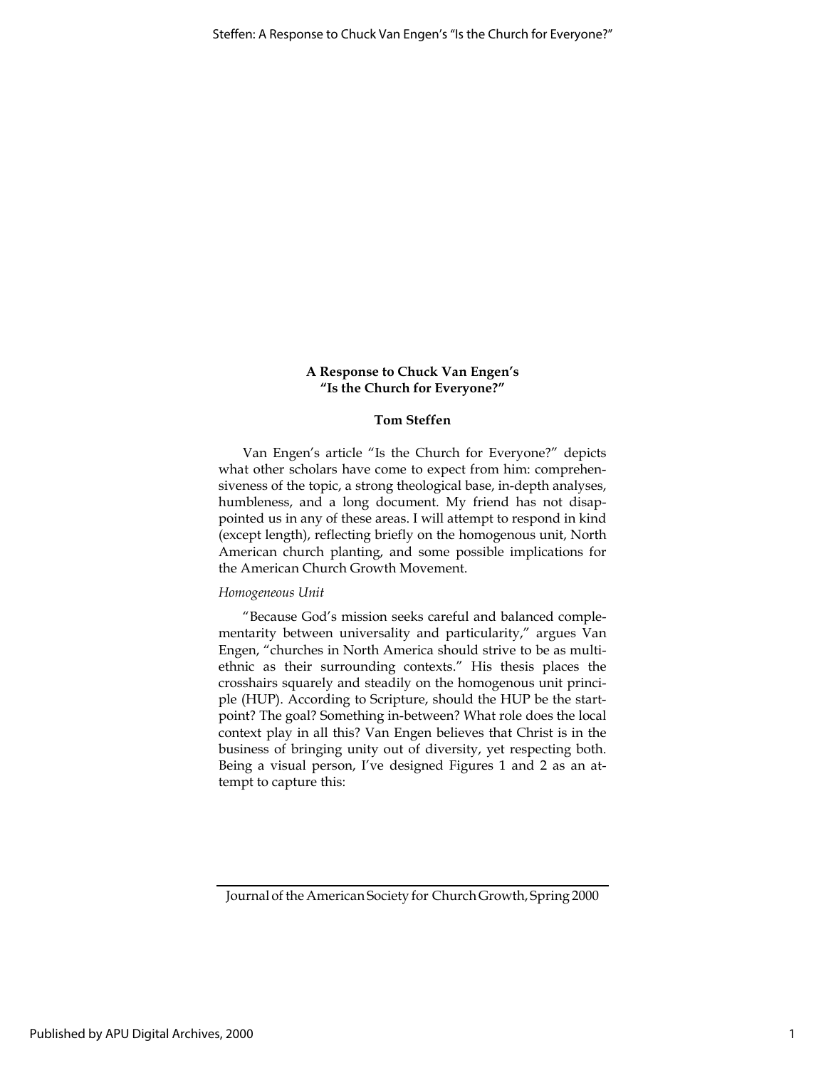**A Response to Chuck Van Engen's "Is the Church for Everyone?"**

**Tom Steffen**

Van Engen's article "Is the Church for Everyone?" depicts what other scholars have come to expect from him: comprehensiveness of the topic, a strong theological base, in-depth analyses, humbleness, and a long document. My friend has not disappointed us in any of these areas. I will attempt to respond in kind (except length), reflecting briefly on the homogenous unit, North American church planting, and some possible implications for the American Church Growth Movement.

*Homogeneous Unit*

"Because God's mission seeks careful and balanced complementarity between universality and particularity," argues Van Engen, "churches in North America should strive to be as multiethnic as their surrounding contexts." His thesis places the crosshairs squarely and steadily on the homogenous unit principle (HUP). According to Scripture, should the HUP be the start-point? The goal? Something in-between? What role does the local context play in all this? Van Engen believes that Christ is in the business of bringing unity out of diversity, yet respecting both. Being a visual person, I've designed Figures 1 and 2 as an attempt to capture this: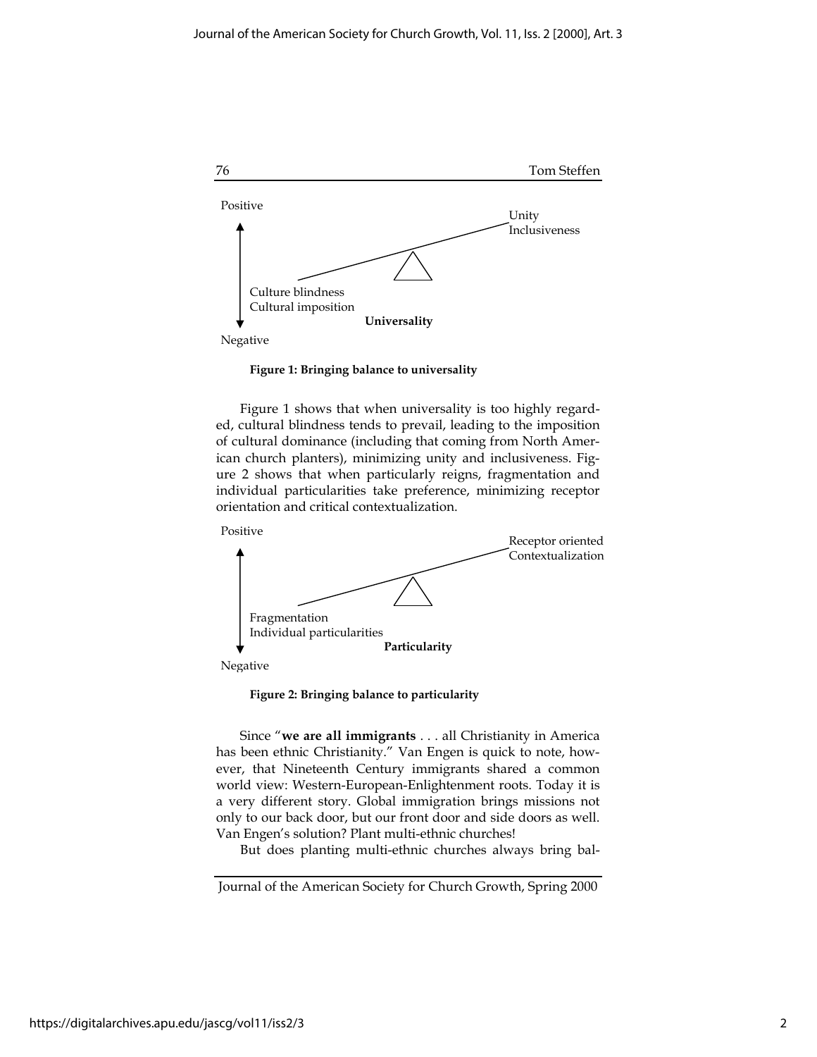Positive

Unity
Inclusiveness

Culture blindness
Cultural imposition

**Universality**

Negative

**Figure 1: Bringing balance to universality**

Figure 1 shows that when universality is too highly regarded, cultural blindness tends to prevail, leading to the imposition of cultural dominance (including that coming from North American church planters), minimizing unity and inclusiveness. Figure 2 shows that when particularly reigns, fragmentation and individual particularities take preference, minimizing receptor orientation and critical contextualization.

Positive

Receptor oriented
Contextualization

Fragmentation
Individual particularities

**Particularity**

Negative

**Figure 2: Bringing balance to particularity**

Since "**we are all immigrants** . . . all Christianity in America has been ethnic Christianity." Van Engen is quick to note, however, that Nineteenth Century immigrants shared a common world view: Western-European-Enlightenment roots. Today it is a very different story. Global immigration brings missions not only to our back door, but our front door and side doors as well. Van Engen's solution? Plant multi-ethnic churches!

But does planting multi-ethnic churches always bring bal-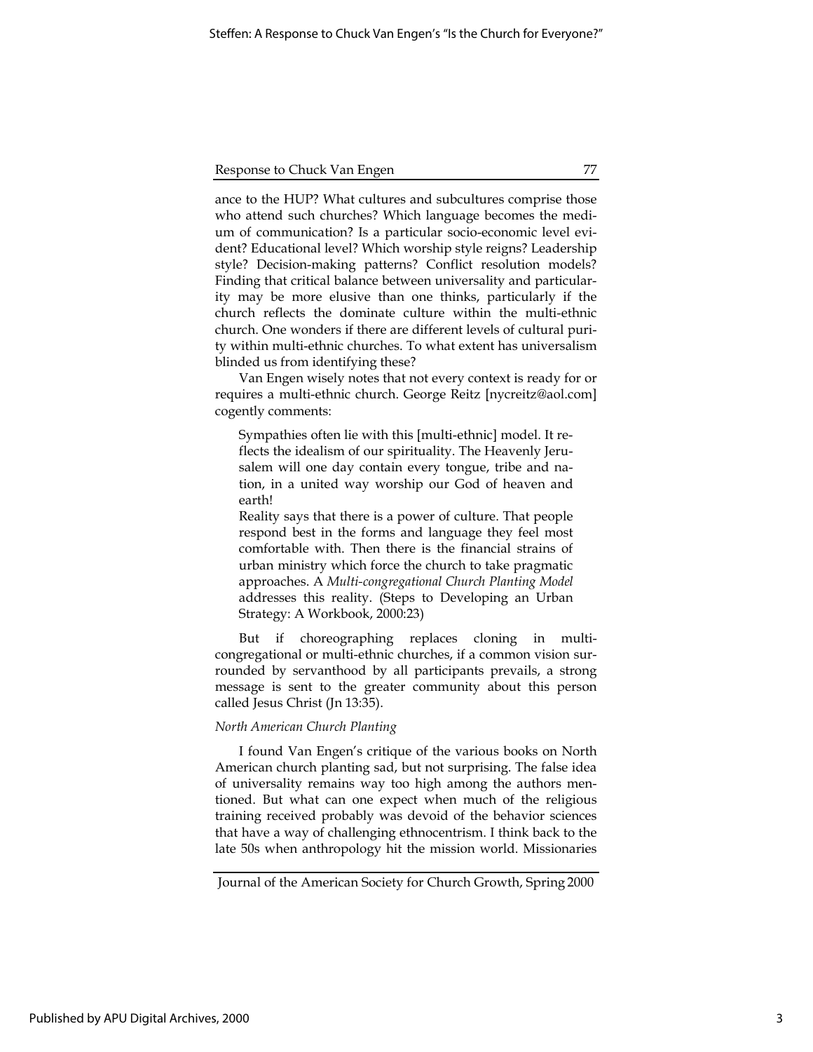ance to the HUP? What cultures and subcultures comprise those who attend such churches? Which language becomes the medium of communication? Is a particular socio-economic level evident? Educational level? Which worship style reigns? Leadership style? Decision-making patterns? Conflict resolution models? Finding that critical balance between universality and particularity may be more elusive than one thinks, particularly if the church reflects the dominate culture within the multi-ethnic church. One wonders if there are different levels of cultural purity within multi-ethnic churches. To what extent has universalism blinded us from identifying these?

Van Engen wisely notes that not every context is ready for or requires a multi-ethnic church. George Reitz [nycreitz@aol.com] cogently comments:

> Sympathies often lie with this [multi-ethnic] model. It reflects the idealism of our spirituality. The Heavenly Jerusalem will one day contain every tongue, tribe and nation, in a united way worship our God of heaven and earth!
>
> Reality says that there is a power of culture. That people respond best in the forms and language they feel most comfortable with. Then there is the financial strains of urban ministry which force the church to take pragmatic approaches. A *Multi-congregational Church Planting Model* addresses this reality. (Steps to Developing an Urban Strategy: A Workbook, 2000:23)

But if choreographing replaces cloning in multi-congregational or multi-ethnic churches, if a common vision surrounded by servanthood by all participants prevails, a strong message is sent to the greater community about this person called Jesus Christ (Jn 13:35).

*North American Church Planting*

I found Van Engen's critique of the various books on North American church planting sad, but not surprising. The false idea of universality remains way too high among the authors mentioned. But what can one expect when much of the religious training received probably was devoid of the behavior sciences that have a way of challenging ethnocentrism. I think back to the late 50s when anthropology hit the mission world. Missionaries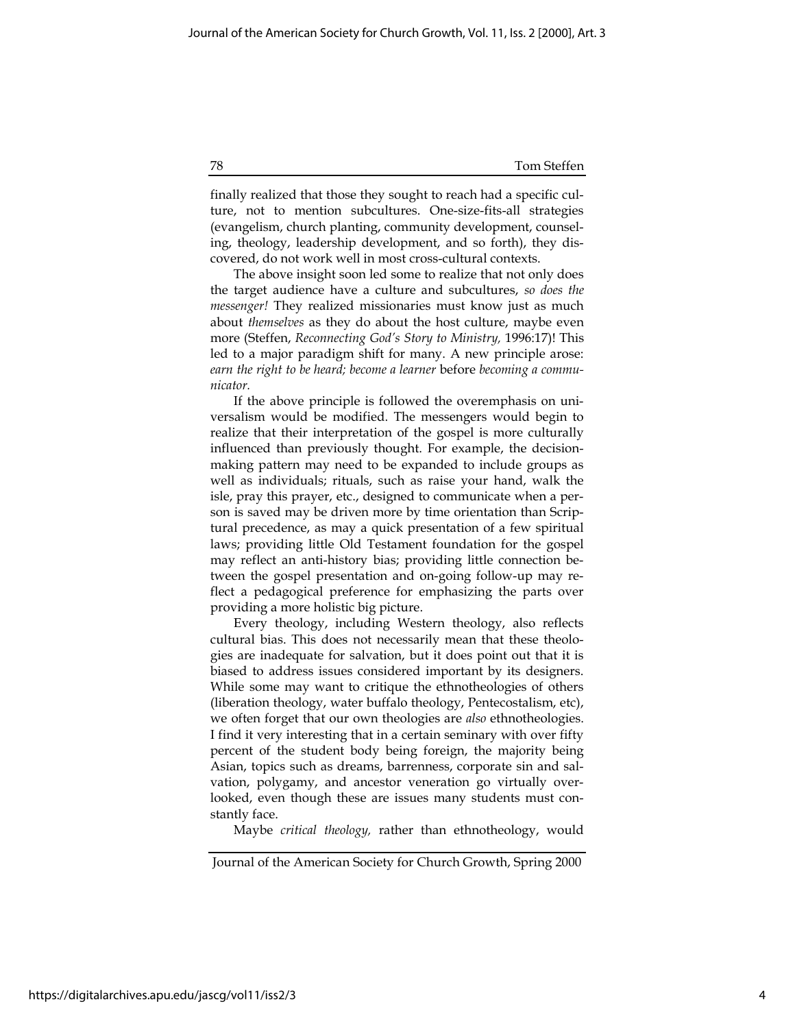finally realized that those they sought to reach had a specific culture, not to mention subcultures. One-size-fits-all strategies (evangelism, church planting, community development, counseling, theology, leadership development, and so forth), they discovered, do not work well in most cross-cultural contexts.

The above insight soon led some to realize that not only does the target audience have a culture and subcultures, *so does the messenger!* They realized missionaries must know just as much about *themselves* as they do about the host culture, maybe even more (Steffen, *Reconnecting God's Story to Ministry,* 1996:17)! This led to a major paradigm shift for many. A new principle arose: *earn the right to be heard; become a learner* before *becoming a communicator.*

If the above principle is followed the overemphasis on universalism would be modified. The messengers would begin to realize that their interpretation of the gospel is more culturally influenced than previously thought. For example, the decision-making pattern may need to be expanded to include groups as well as individuals; rituals, such as raise your hand, walk the isle, pray this prayer, etc., designed to communicate when a person is saved may be driven more by time orientation than Scriptural precedence, as may a quick presentation of a few spiritual laws; providing little Old Testament foundation for the gospel may reflect an anti-history bias; providing little connection between the gospel presentation and on-going follow-up may reflect a pedagogical preference for emphasizing the parts over providing a more holistic big picture.

Every theology, including Western theology, also reflects cultural bias. This does not necessarily mean that these theologies are inadequate for salvation, but it does point out that it is biased to address issues considered important by its designers. While some may want to critique the ethnotheologies of others (liberation theology, water buffalo theology, Pentecostalism, etc), we often forget that our own theologies are *also* ethnotheologies. I find it very interesting that in a certain seminary with over fifty percent of the student body being foreign, the majority being Asian, topics such as dreams, barrenness, corporate sin and salvation, polygamy, and ancestor veneration go virtually overlooked, even though these are issues many students must constantly face.

Maybe *critical theology,* rather than ethnotheology, would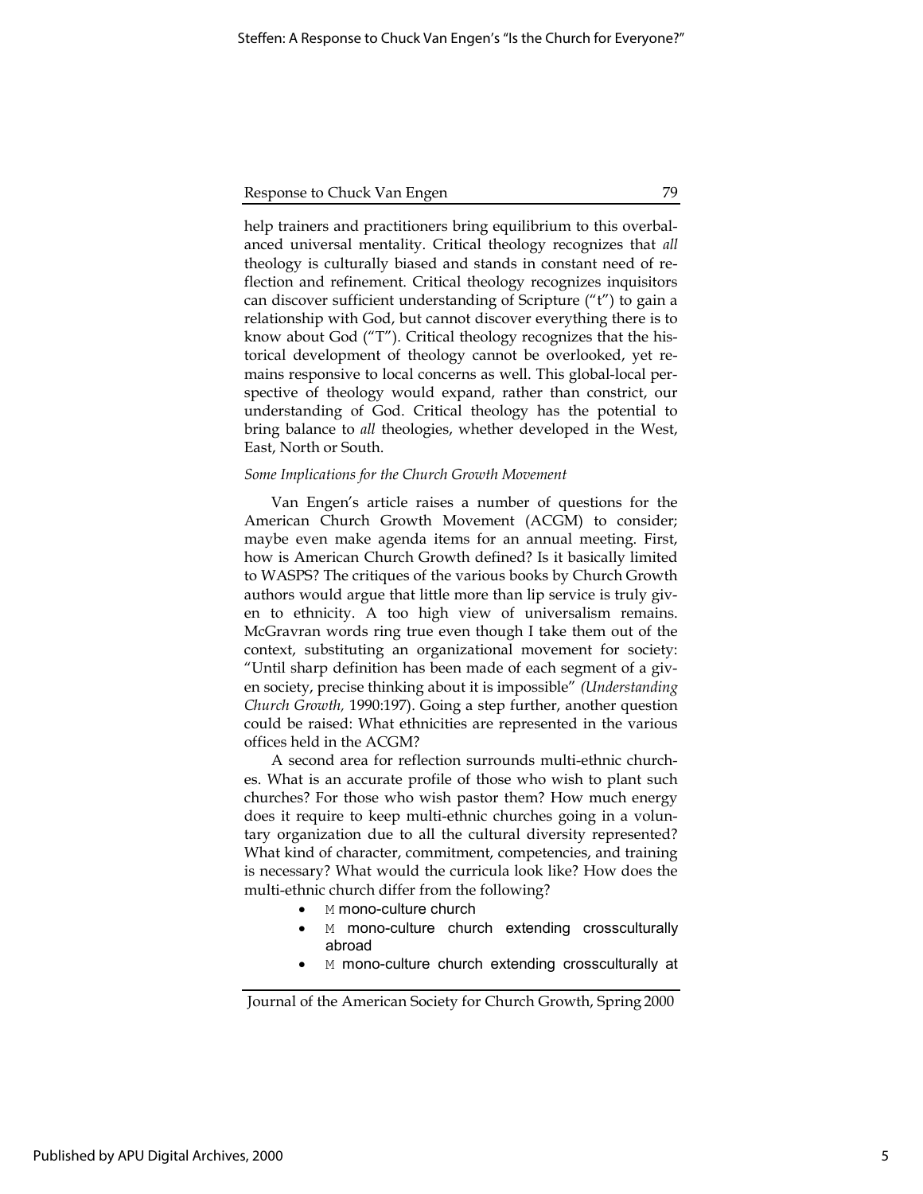help trainers and practitioners bring equilibrium to this overbalanced universal mentality. Critical theology recognizes that *all* theology is culturally biased and stands in constant need of reflection and refinement. Critical theology recognizes inquisitors can discover sufficient understanding of Scripture ("t") to gain a relationship with God, but cannot discover everything there is to know about God ("T"). Critical theology recognizes that the historical development of theology cannot be overlooked, yet remains responsive to local concerns as well. This global-local perspective of theology would expand, rather than constrict, our understanding of God. Critical theology has the potential to bring balance to *all* theologies, whether developed in the West, East, North or South.

*Some Implications for the Church Growth Movement*

Van Engen's article raises a number of questions for the American Church Growth Movement (ACGM) to consider; maybe even make agenda items for an annual meeting. First, how is American Church Growth defined? Is it basically limited to WASPS? The critiques of the various books by Church Growth authors would argue that little more than lip service is truly given to ethnicity. A too high view of universalism remains. McGravran words ring true even though I take them out of the context, substituting an organizational movement for society: "Until sharp definition has been made of each segment of a given society, precise thinking about it is impossible" *(Understanding Church Growth,* 1990:197). Going a step further, another question could be raised: What ethnicities are represented in the various offices held in the ACGM?

A second area for reflection surrounds multi-ethnic churches. What is an accurate profile of those who wish to plant such churches? For those who wish pastor them? How much energy does it require to keep multi-ethnic churches going in a voluntary organization due to all the cultural diversity represented? What kind of character, commitment, competencies, and training is necessary? What would the curricula look like? How does the multi-ethnic church differ from the following?

- M mono-culture church
- M mono-culture church extending crossculturally abroad
- M mono-culture church extending crossculturally at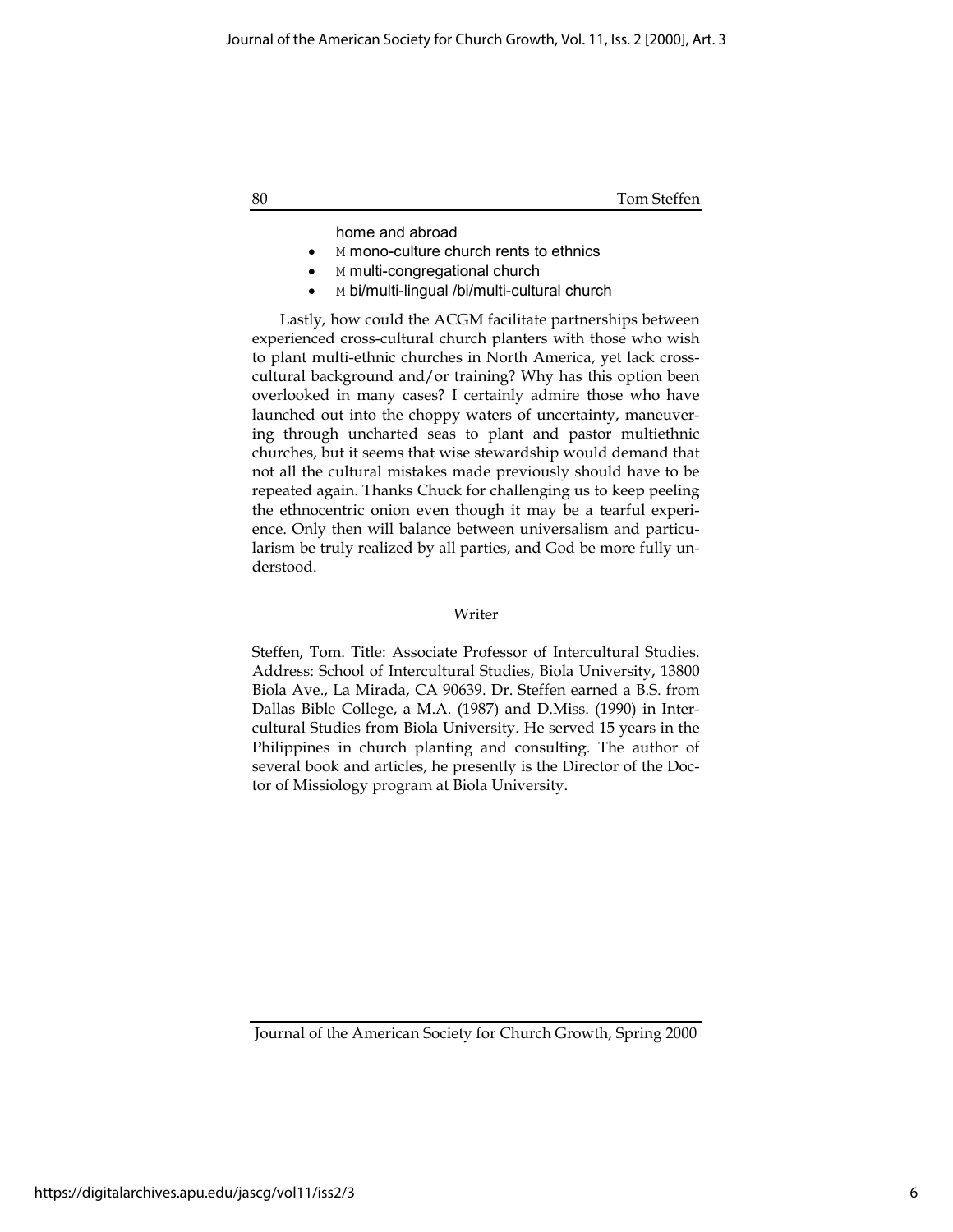home and abroad

- M mono-culture church rents to ethnics
- M multi-congregational church
- M bi/multi-lingual /bi/multi-cultural church

Lastly, how could the ACGM facilitate partnerships between experienced cross-cultural church planters with those who wish to plant multi-ethnic churches in North America, yet lack cross-cultural background and/or training? Why has this option been overlooked in many cases? I certainly admire those who have launched out into the choppy waters of uncertainty, maneuvering through uncharted seas to plant and pastor multiethnic churches, but it seems that wise stewardship would demand that not all the cultural mistakes made previously should have to be repeated again. Thanks Chuck for challenging us to keep peeling the ethnocentric onion even though it may be a tearful experience. Only then will balance between universalism and particularism be truly realized by all parties, and God be more fully understood.

## Writer

Steffen, Tom. Title: Associate Professor of Intercultural Studies. Address: School of Intercultural Studies, Biola University, 13800 Biola Ave., La Mirada, CA 90639. Dr. Steffen earned a B.S. from Dallas Bible College, a M.A. (1987) and D.Miss. (1990) in Intercultural Studies from Biola University. He served 15 years in the Philippines in church planting and consulting. The author of several book and articles, he presently is the Director of the Doctor of Missiology program at Biola University.